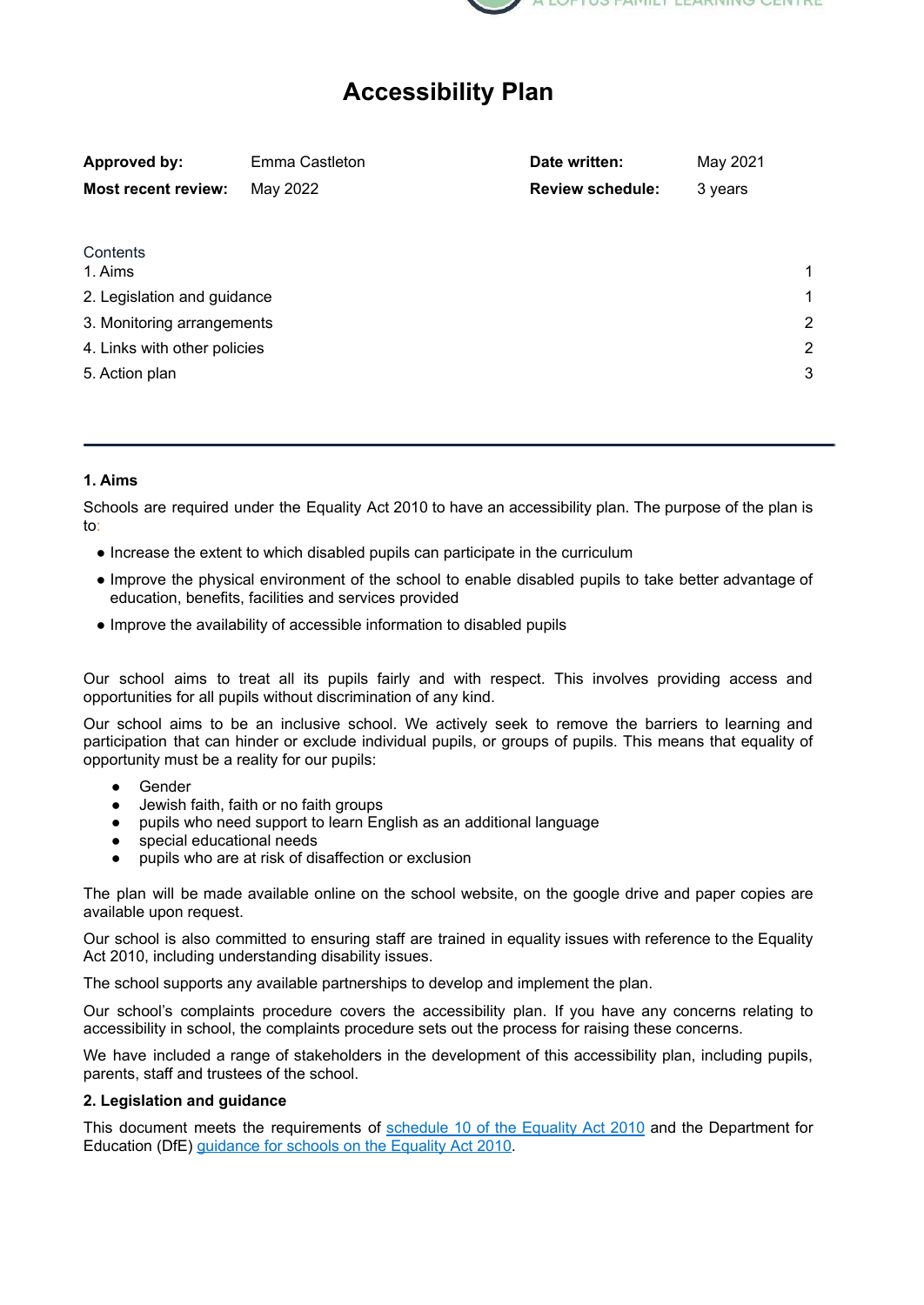# Accessibility Plan

| **Approved by:** | Emma Castleton | **Date written:** | May 2021 |
|---|---|---|---|
| **Most recent review:** | May 2022 | **Review schedule:** | 3 years |

Contents

1. Aims 1
2. Legislation and guidance 1
3. Monitoring arrangements 2
4. Links with other policies 2
5. Action plan 3

---

**1. Aims**

Schools are required under the Equality Act 2010 to have an accessibility plan. The purpose of the plan is to:

- Increase the extent to which disabled pupils can participate in the curriculum
- Improve the physical environment of the school to enable disabled pupils to take better advantage of education, benefits, facilities and services provided
- Improve the availability of accessible information to disabled pupils

Our school aims to treat all its pupils fairly and with respect. This involves providing access and opportunities for all pupils without discrimination of any kind.

Our school aims to be an inclusive school. We actively seek to remove the barriers to learning and participation that can hinder or exclude individual pupils, or groups of pupils. This means that equality of opportunity must be a reality for our pupils:

- Gender
- Jewish faith, faith or no faith groups
- pupils who need support to learn English as an additional language
- special educational needs
- pupils who are at risk of disaffection or exclusion

The plan will be made available online on the school website, on the google drive and paper copies are available upon request.

Our school is also committed to ensuring staff are trained in equality issues with reference to the Equality Act 2010, including understanding disability issues.

The school supports any available partnerships to develop and implement the plan.

Our school's complaints procedure covers the accessibility plan. If you have any concerns relating to accessibility in school, the complaints procedure sets out the process for raising these concerns.

We have included a range of stakeholders in the development of this accessibility plan, including pupils, parents, staff and trustees of the school.

**2. Legislation and guidance**

This document meets the requirements of schedule 10 of the Equality Act 2010 and the Department for Education (DfE) guidance for schools on the Equality Act 2010.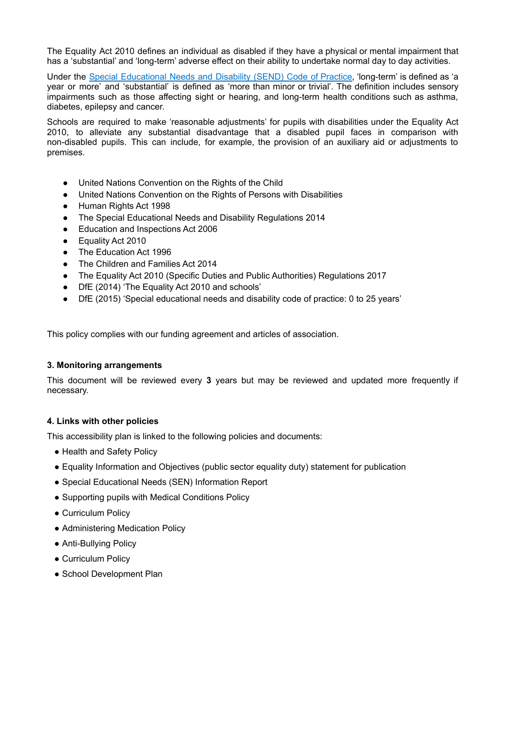The Equality Act 2010 defines an individual as disabled if they have a physical or mental impairment that has a 'substantial' and 'long-term' adverse effect on their ability to undertake normal day to day activities.

Under the Special Educational Needs and Disability (SEND) Code of Practice, 'long-term' is defined as 'a year or more' and 'substantial' is defined as 'more than minor or trivial'. The definition includes sensory impairments such as those affecting sight or hearing, and long-term health conditions such as asthma, diabetes, epilepsy and cancer.

Schools are required to make 'reasonable adjustments' for pupils with disabilities under the Equality Act 2010, to alleviate any substantial disadvantage that a disabled pupil faces in comparison with non-disabled pupils. This can include, for example, the provision of an auxiliary aid or adjustments to premises.

- United Nations Convention on the Rights of the Child
- United Nations Convention on the Rights of Persons with Disabilities
- Human Rights Act 1998
- The Special Educational Needs and Disability Regulations 2014
- Education and Inspections Act 2006
- Equality Act 2010
- The Education Act 1996
- The Children and Families Act 2014
- The Equality Act 2010 (Specific Duties and Public Authorities) Regulations 2017
- DfE (2014) 'The Equality Act 2010 and schools'
- DfE (2015) 'Special educational needs and disability code of practice: 0 to 25 years'

This policy complies with our funding agreement and articles of association.

### 3. Monitoring arrangements

This document will be reviewed every **3** years but may be reviewed and updated more frequently if necessary.

### 4. Links with other policies

This accessibility plan is linked to the following policies and documents:

- Health and Safety Policy
- Equality Information and Objectives (public sector equality duty) statement for publication
- Special Educational Needs (SEN) Information Report
- Supporting pupils with Medical Conditions Policy
- Curriculum Policy
- Administering Medication Policy
- Anti-Bullying Policy
- Curriculum Policy
- School Development Plan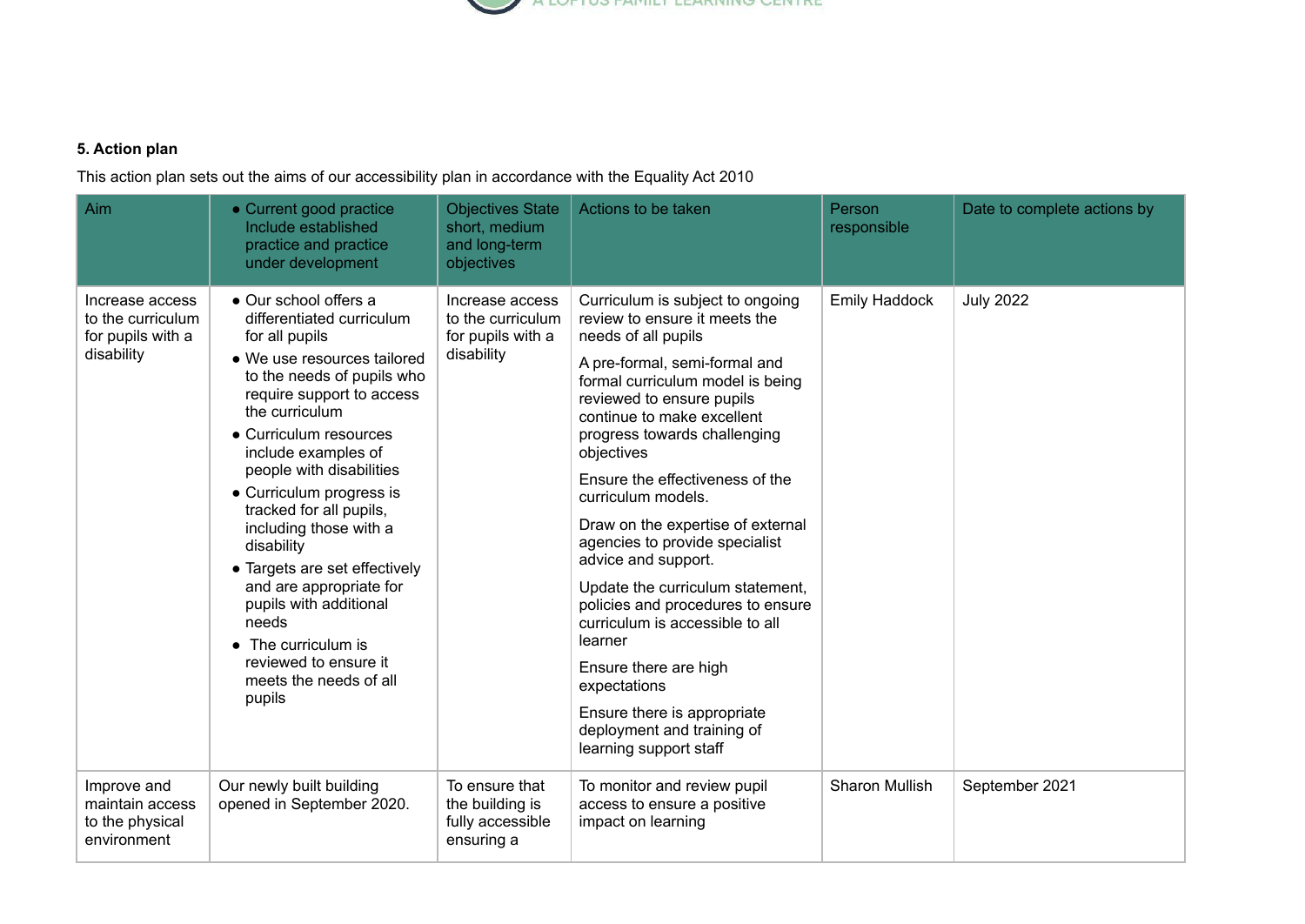### 5. Action plan

This action plan sets out the aims of our accessibility plan in accordance with the Equality Act 2010

| Aim | • Current good practice Include established practice and practice under development | Objectives State short, medium and long-term objectives | Actions to be taken | Person responsible | Date to complete actions by |
|---|---|---|---|---|---|
| Increase access to the curriculum for pupils with a disability | • Our school offers a differentiated curriculum for all pupils<br>• We use resources tailored to the needs of pupils who require support to access the curriculum<br>• Curriculum resources include examples of people with disabilities<br>• Curriculum progress is tracked for all pupils, including those with a disability<br>• Targets are set effectively and are appropriate for pupils with additional needs<br>• The curriculum is reviewed to ensure it meets the needs of all pupils | Increase access to the curriculum for pupils with a disability | Curriculum is subject to ongoing review to ensure it meets the needs of all pupils<br>A pre-formal, semi-formal and formal curriculum model is being reviewed to ensure pupils continue to make excellent progress towards challenging objectives<br>Ensure the effectiveness of the curriculum models.<br>Draw on the expertise of external agencies to provide specialist advice and support.<br>Update the curriculum statement, policies and procedures to ensure curriculum is accessible to all learner<br>Ensure there are high expectations<br>Ensure there is appropriate deployment and training of learning support staff | Emily Haddock | July 2022 |
| Improve and maintain access to the physical environment | Our newly built building opened in September 2020. | To ensure that the building is fully accessible ensuring a | To monitor and review pupil access to ensure a positive impact on learning | Sharon Mullish | September 2021 |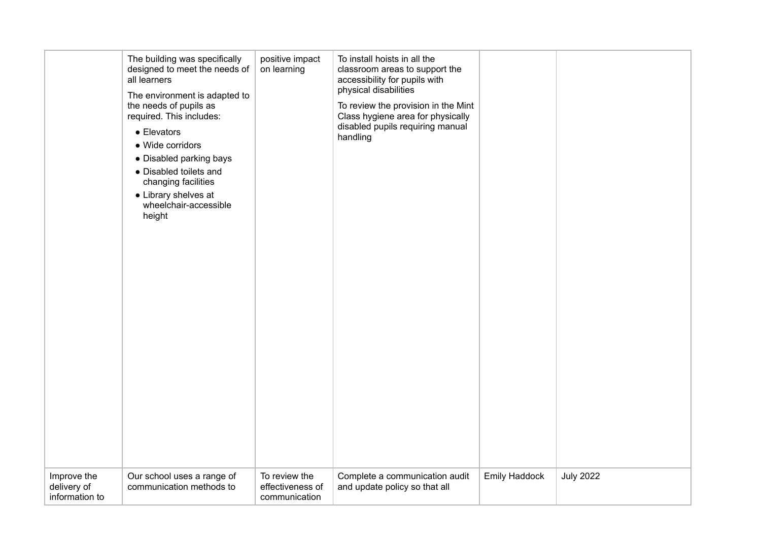| | | | | | |
|---|---|---|---|---|---|
| | The building was specifically designed to meet the needs of all learners<br><br>The environment is adapted to the needs of pupils as required. This includes:<br>• Elevators<br>• Wide corridors<br>• Disabled parking bays<br>• Disabled toilets and changing facilities<br>• Library shelves at wheelchair-accessible height | positive impact on learning | To install hoists in all the classroom areas to support the accessibility for pupils with physical disabilities<br><br>To review the provision in the Mint Class hygiene area for physically disabled pupils requiring manual handling | | |
| Improve the delivery of information to | Our school uses a range of communication methods to | To review the effectiveness of communication | Complete a communication audit and update policy so that all | Emily Haddock | July 2022 |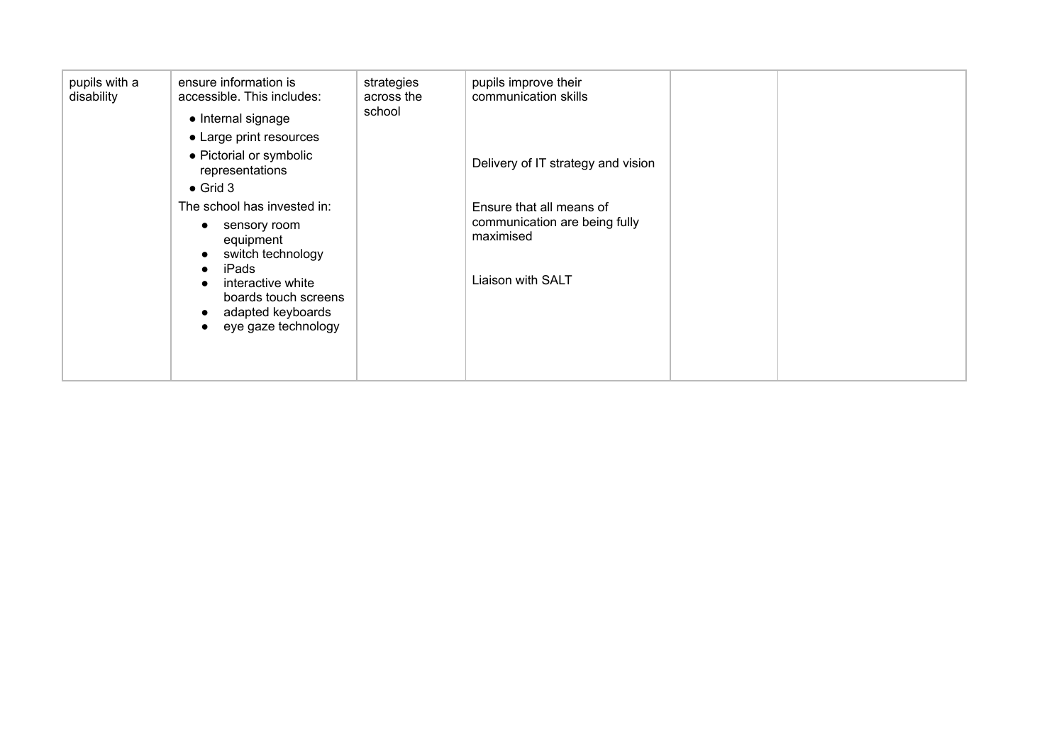| | | | | | |
|---|---|---|---|---|---|
| pupils with a disability | ensure information is accessible. This includes:<br>• Internal signage<br>• Large print resources<br>• Pictorial or symbolic representations<br>• Grid 3<br>The school has invested in:<br>• sensory room equipment<br>• switch technology<br>• iPads<br>• interactive white boards touch screens<br>• adapted keyboards<br>• eye gaze technology | strategies across the school | pupils improve their communication skills<br><br>Delivery of IT strategy and vision<br><br>Ensure that all means of communication are being fully maximised<br><br>Liaison with SALT | | |